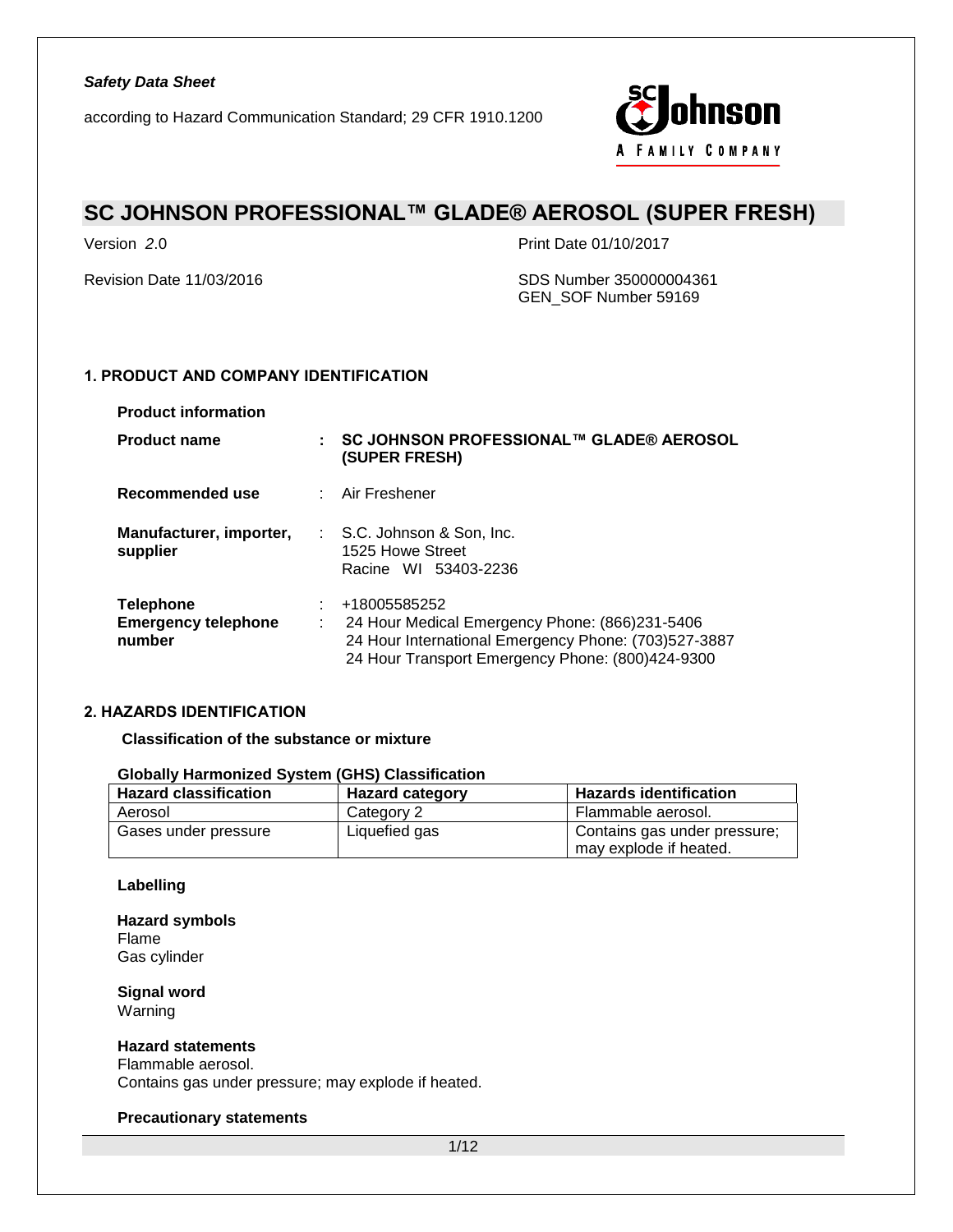*Safety Data Sheet*

according to Hazard Communication Standard; 29 CFR 1910.1200

# SC JOHNSON PROFESSIONAL™ GLADE® AEROSOL (SUPER FRESH)

Version 2.0

Print Date 01/10/2017

Revision Date 11/03/2016

SDS Number 350000004361
GEN_SOF Number 59169

## 1. PRODUCT AND COMPANY IDENTIFICATION

**Product information**

| | | |
|---|---|---|
| **Product name** | : | **SC JOHNSON PROFESSIONAL™ GLADE® AEROSOL (SUPER FRESH)** |
| **Recommended use** | : | Air Freshener |
| **Manufacturer, importer, supplier** | : | S.C. Johnson & Son, Inc.<br>1525 Howe Street<br>Racine WI 53403-2236 |
| **Telephone** | : | +18005585252 |
| **Emergency telephone number** | : | 24 Hour Medical Emergency Phone: (866)231-5406<br>24 Hour International Emergency Phone: (703)527-3887<br>24 Hour Transport Emergency Phone: (800)424-9300 |

## 2. HAZARDS IDENTIFICATION

### Classification of the substance or mixture

**Globally Harmonized System (GHS) Classification**

| Hazard classification | Hazard category | Hazards identification |
|---|---|---|
| Aerosol | Category 2 | Flammable aerosol. |
| Gases under pressure | Liquefied gas | Contains gas under pressure; may explode if heated. |

**Labelling**

**Hazard symbols**
Flame
Gas cylinder

**Signal word**
Warning

**Hazard statements**
Flammable aerosol.
Contains gas under pressure; may explode if heated.

**Precautionary statements**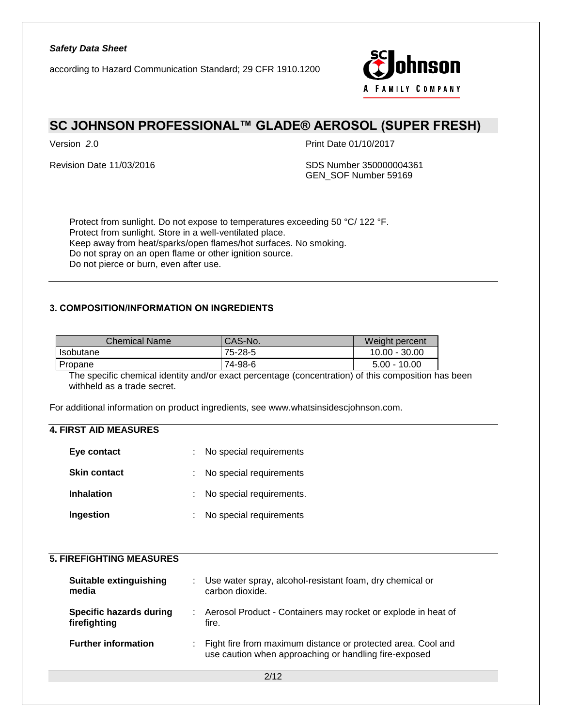Protect from sunlight. Do not expose to temperatures exceeding 50 °C/ 122 °F.
Protect from sunlight. Store in a well-ventilated place.
Keep away from heat/sparks/open flames/hot surfaces. No smoking.
Do not spray on an open flame or other ignition source.
Do not pierce or burn, even after use.

## 3. COMPOSITION/INFORMATION ON INGREDIENTS

| Chemical Name | CAS-No. | Weight percent |
|---|---|---|
| Isobutane | 75-28-5 | 10.00 - 30.00 |
| Propane | 74-98-6 | 5.00 - 10.00 |

The specific chemical identity and/or exact percentage (concentration) of this composition has been withheld as a trade secret.

For additional information on product ingredients, see www.whatsinsidescjohnson.com.

## 4. FIRST AID MEASURES

**Eye contact** : No special requirements

**Skin contact** : No special requirements

**Inhalation** : No special requirements.

**Ingestion** : No special requirements

## 5. FIREFIGHTING MEASURES

**Suitable extinguishing media** : Use water spray, alcohol-resistant foam, dry chemical or carbon dioxide.

**Specific hazards during firefighting** : Aerosol Product - Containers may rocket or explode in heat of fire.

**Further information** : Fight fire from maximum distance or protected area. Cool and use caution when approaching or handling fire-exposed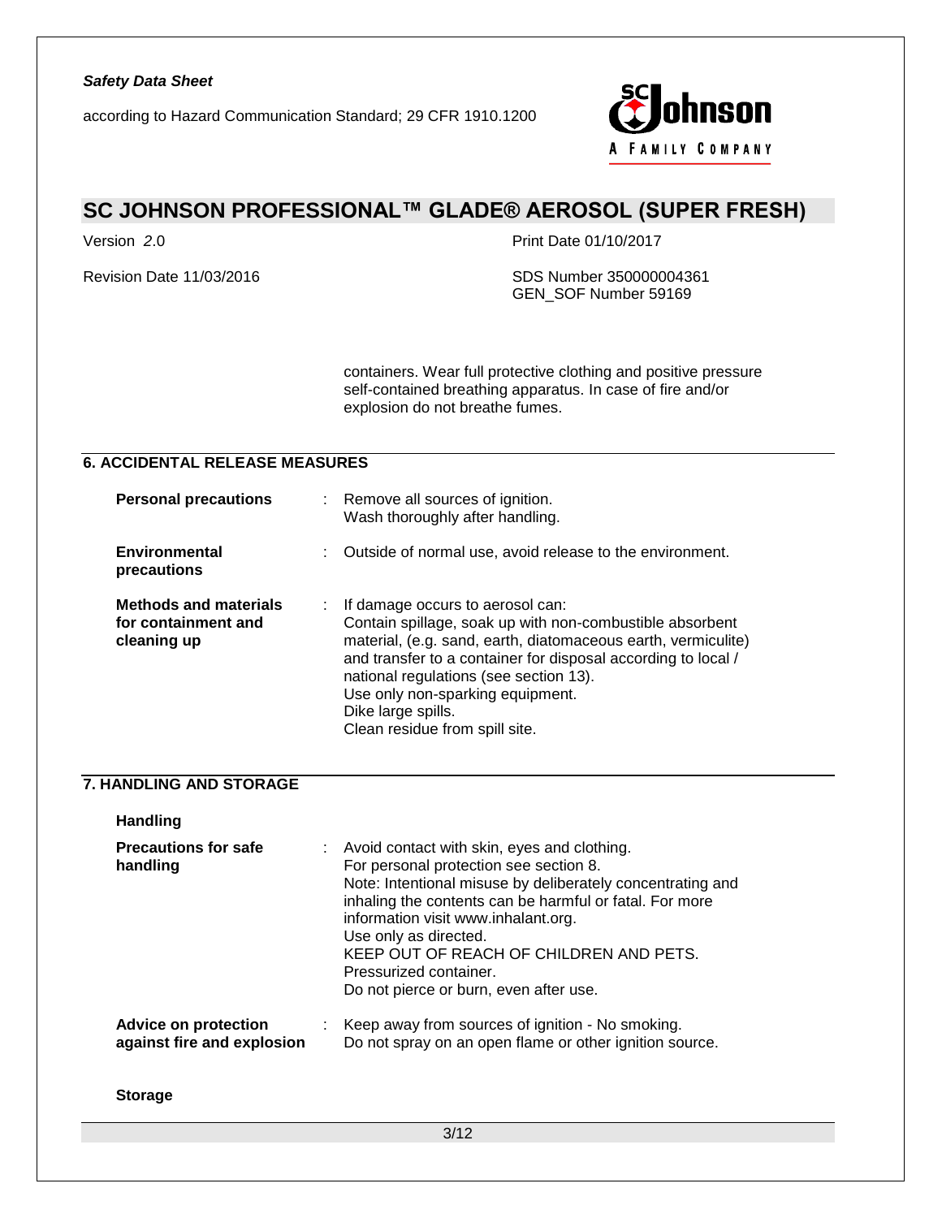containers. Wear full protective clothing and positive pressure self-contained breathing apparatus. In case of fire and/or explosion do not breathe fumes.

## 6. ACCIDENTAL RELEASE MEASURES

**Personal precautions** : Remove all sources of ignition.
Wash thoroughly after handling.

**Environmental precautions** : Outside of normal use, avoid release to the environment.

**Methods and materials for containment and cleaning up** : If damage occurs to aerosol can:
Contain spillage, soak up with non-combustible absorbent material, (e.g. sand, earth, diatomaceous earth, vermiculite) and transfer to a container for disposal according to local / national regulations (see section 13).
Use only non-sparking equipment.
Dike large spills.
Clean residue from spill site.

## 7. HANDLING AND STORAGE

### Handling

**Precautions for safe handling** : Avoid contact with skin, eyes and clothing.
For personal protection see section 8.
Note: Intentional misuse by deliberately concentrating and inhaling the contents can be harmful or fatal. For more information visit www.inhalant.org.
Use only as directed.
KEEP OUT OF REACH OF CHILDREN AND PETS.
Pressurized container.
Do not pierce or burn, even after use.

**Advice on protection against fire and explosion** : Keep away from sources of ignition - No smoking.
Do not spray on an open flame or other ignition source.

### Storage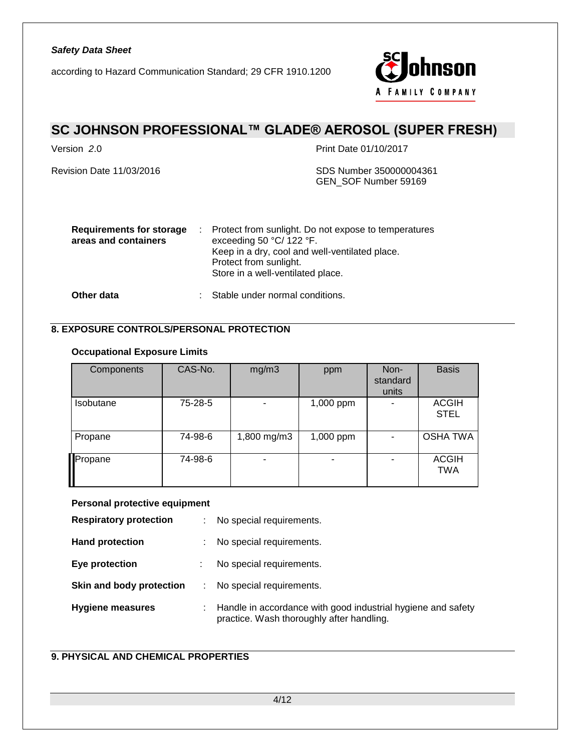| **Requirements for storage areas and containers** | : | Protect from sunlight. Do not expose to temperatures exceeding 50 °C/ 122 °F. Keep in a dry, cool and well-ventilated place. Protect from sunlight. Store in a well-ventilated place. |
|---|---|---|
| **Other data** | : | Stable under normal conditions. |

## 8. EXPOSURE CONTROLS/PERSONAL PROTECTION

### Occupational Exposure Limits

| Components | CAS-No. | mg/m3 | ppm | Non-standard units | Basis |
|---|---|---|---|---|---|
| Isobutane | 75-28-5 | - | 1,000 ppm | - | ACGIH STEL |
| Propane | 74-98-6 | 1,800 mg/m3 | 1,000 ppm | - | OSHA TWA |
| Propane | 74-98-6 | - | - | - | ACGIH TWA |

### Personal protective equipment

| | | |
|---|---|---|
| **Respiratory protection** | : | No special requirements. |
| **Hand protection** | : | No special requirements. |
| **Eye protection** | : | No special requirements. |
| **Skin and body protection** | : | No special requirements. |
| **Hygiene measures** | : | Handle in accordance with good industrial hygiene and safety practice. Wash thoroughly after handling. |

## 9. PHYSICAL AND CHEMICAL PROPERTIES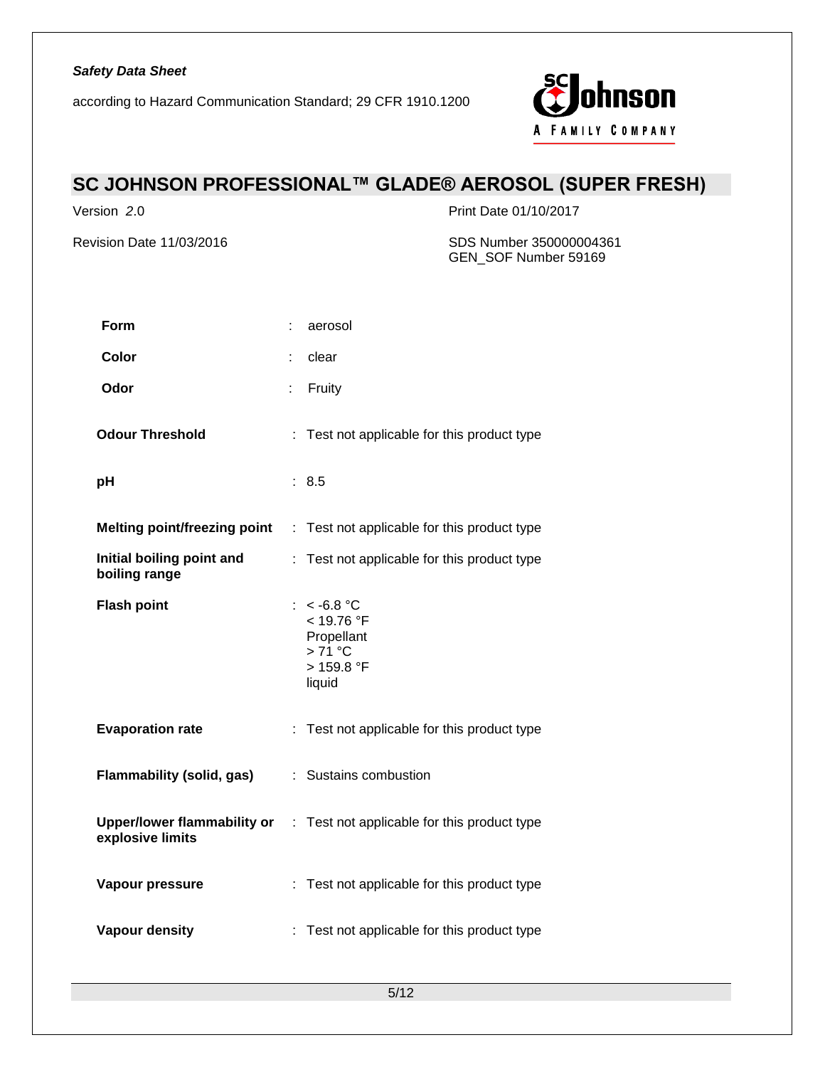| Property | | Value |
|---|---|---|
| **Form** | : | aerosol |
| **Color** | : | clear |
| **Odor** | : | Fruity |
| **Odour Threshold** | : | Test not applicable for this product type |
| **pH** | : | 8.5 |
| **Melting point/freezing point** | : | Test not applicable for this product type |
| **Initial boiling point and boiling range** | : | Test not applicable for this product type |
| **Flash point** | : | < -6.8 °C<br>< 19.76 °F<br>Propellant<br>> 71 °C<br>> 159.8 °F<br>liquid |
| **Evaporation rate** | : | Test not applicable for this product type |
| **Flammability (solid, gas)** | : | Sustains combustion |
| **Upper/lower flammability or explosive limits** | : | Test not applicable for this product type |
| **Vapour pressure** | : | Test not applicable for this product type |
| **Vapour density** | : | Test not applicable for this product type |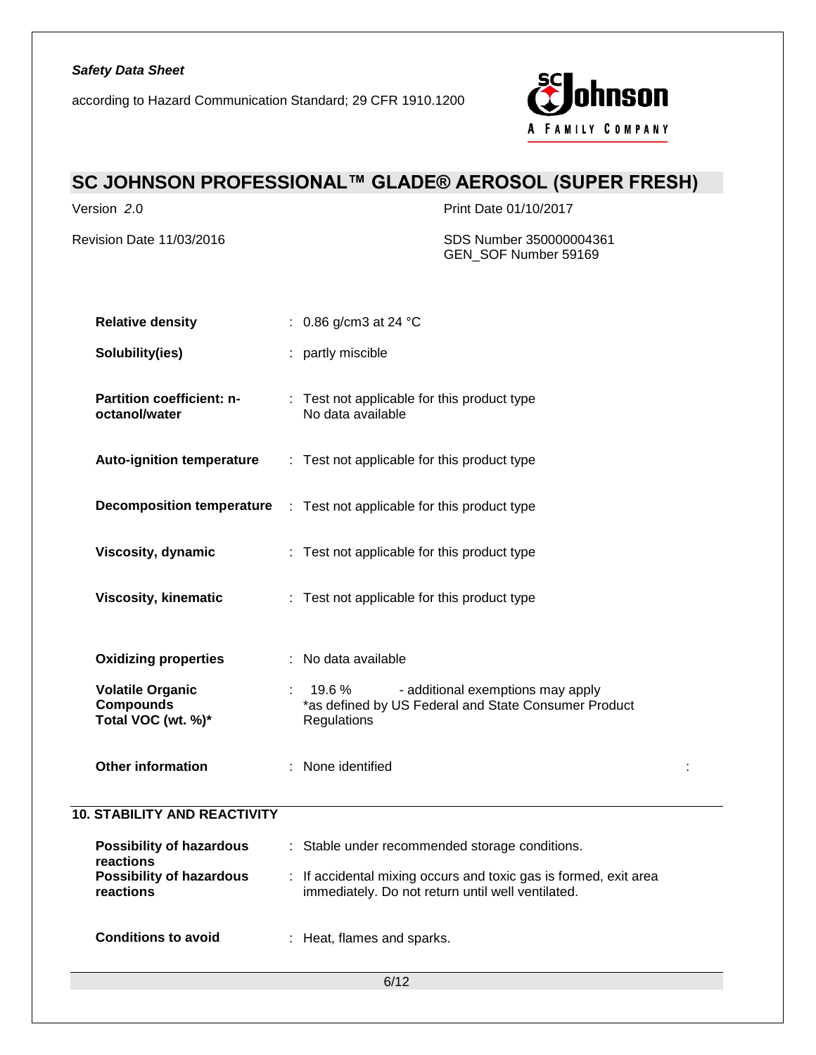| | | |
|---|---|---|
| **Relative density** | : | 0.86 g/cm3 at 24 °C |
| **Solubility(ies)** | : | partly miscible |
| **Partition coefficient: n-octanol/water** | : | Test not applicable for this product type<br>No data available |
| **Auto-ignition temperature** | : | Test not applicable for this product type |
| **Decomposition temperature** | : | Test not applicable for this product type |
| **Viscosity, dynamic** | : | Test not applicable for this product type |
| **Viscosity, kinematic** | : | Test not applicable for this product type |
| **Oxidizing properties** | : | No data available |
| **Volatile Organic Compounds Total VOC (wt. %)*** | : | 19.6 % - additional exemptions may apply<br>*as defined by US Federal and State Consumer Product Regulations |
| **Other information** | : | None identified |

## 10. STABILITY AND REACTIVITY

| | | |
|---|---|---|
| **Possibility of hazardous reactions** | : | Stable under recommended storage conditions. |
| **Possibility of hazardous reactions** | : | If accidental mixing occurs and toxic gas is formed, exit area immediately. Do not return until well ventilated. |
| **Conditions to avoid** | : | Heat, flames and sparks. |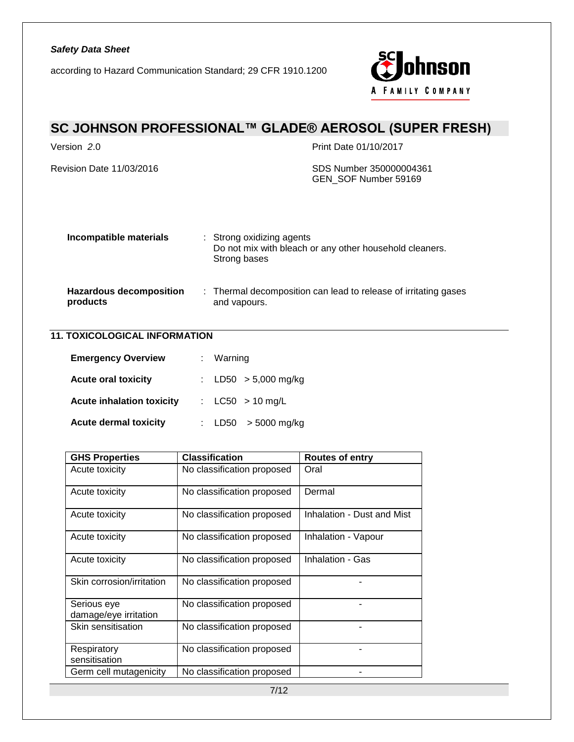| | | |
|---|---|---|
| **Incompatible materials** | : | Strong oxidizing agents<br>Do not mix with bleach or any other household cleaners.<br>Strong bases |
| **Hazardous decomposition products** | : | Thermal decomposition can lead to release of irritating gases and vapours. |

## 11. TOXICOLOGICAL INFORMATION

| | | |
|---|---|---|
| **Emergency Overview** | : | Warning |
| **Acute oral toxicity** | : | LD50 > 5,000 mg/kg |
| **Acute inhalation toxicity** | : | LC50 > 10 mg/L |
| **Acute dermal toxicity** | : | LD50 > 5000 mg/kg |

| GHS Properties | Classification | Routes of entry |
|---|---|---|
| Acute toxicity | No classification proposed | Oral |
| Acute toxicity | No classification proposed | Dermal |
| Acute toxicity | No classification proposed | Inhalation - Dust and Mist |
| Acute toxicity | No classification proposed | Inhalation - Vapour |
| Acute toxicity | No classification proposed | Inhalation - Gas |
| Skin corrosion/irritation | No classification proposed | - |
| Serious eye damage/eye irritation | No classification proposed | - |
| Skin sensitisation | No classification proposed | - |
| Respiratory sensitisation | No classification proposed | - |
| Germ cell mutagenicity | No classification proposed | - |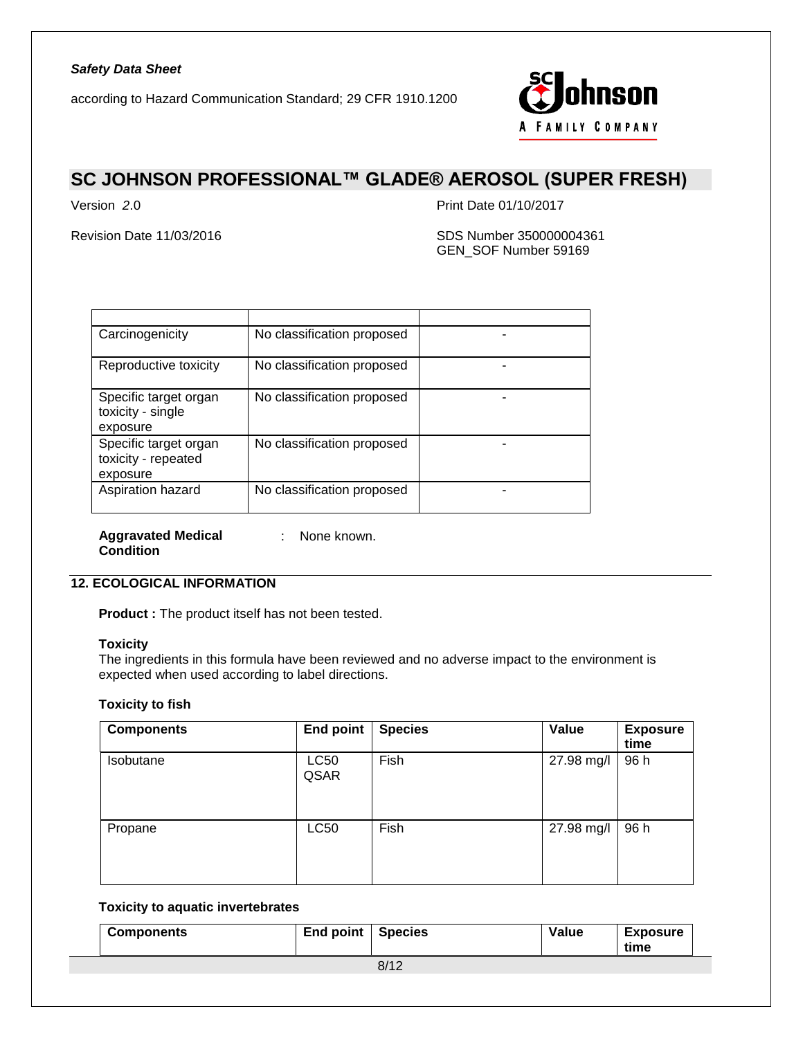| | | |
|---|---|---|
| Carcinogenicity | No classification proposed | - |
| Reproductive toxicity | No classification proposed | - |
| Specific target organ toxicity - single exposure | No classification proposed | - |
| Specific target organ toxicity - repeated exposure | No classification proposed | - |
| Aspiration hazard | No classification proposed | - |

**Aggravated Medical Condition** : None known.

## 12. ECOLOGICAL INFORMATION

**Product :** The product itself has not been tested.

**Toxicity**
The ingredients in this formula have been reviewed and no adverse impact to the environment is expected when used according to label directions.

**Toxicity to fish**

| Components | End point | Species | Value | Exposure time |
|---|---|---|---|---|
| Isobutane | LC50 QSAR | Fish | 27.98 mg/l | 96 h |
| Propane | LC50 | Fish | 27.98 mg/l | 96 h |

**Toxicity to aquatic invertebrates**

| Components | End point | Species | Value | Exposure time |
|---|---|---|---|---|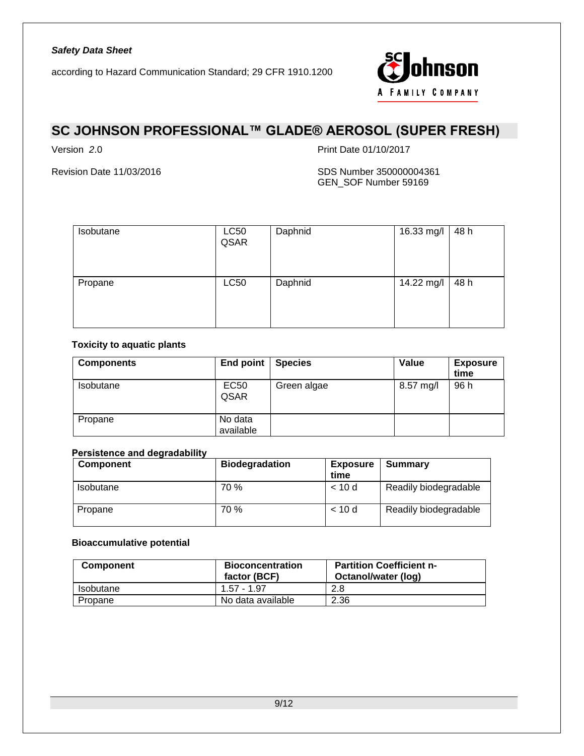| Isobutane | LC50 QSAR | Daphnid | 16.33 mg/l | 48 h |
| --- | --- | --- | --- | --- |
| Propane | LC50 | Daphnid | 14.22 mg/l | 48 h |

**Toxicity to aquatic plants**

| Components | End point | Species | Value | Exposure time |
| --- | --- | --- | --- | --- |
| Isobutane | EC50 QSAR | Green algae | 8.57 mg/l | 96 h |
| Propane | No data available | | | |

**Persistence and degradability**

| Component | Biodegradation | Exposure time | Summary |
| --- | --- | --- | --- |
| Isobutane | 70 % | < 10 d | Readily biodegradable |
| Propane | 70 % | < 10 d | Readily biodegradable |

**Bioaccumulative potential**

| Component | Bioconcentration factor (BCF) | Partition Coefficient n-Octanol/water (log) |
| --- | --- | --- |
| Isobutane | 1.57 - 1.97 | 2.8 |
| Propane | No data available | 2.36 |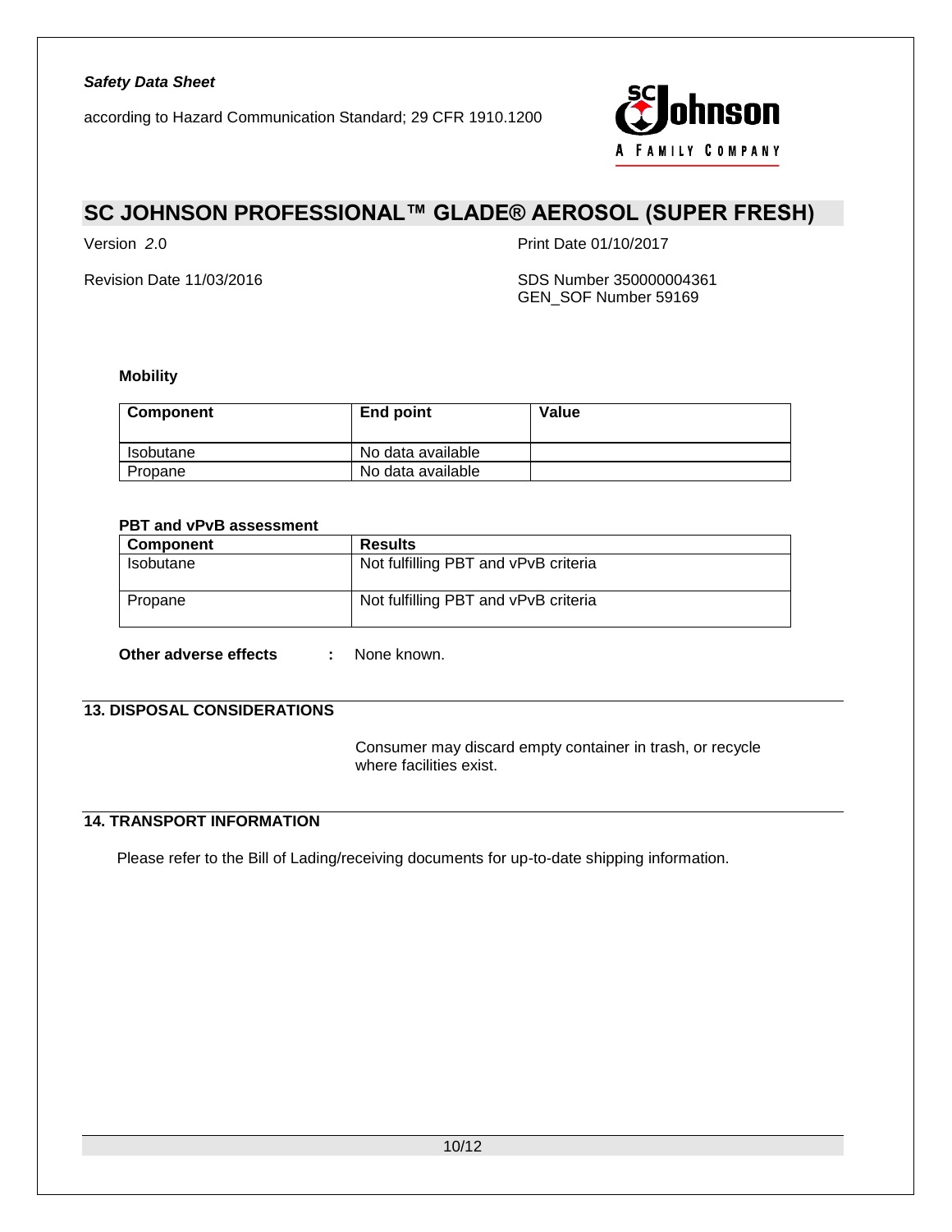**Mobility**

| Component | End point | Value |
| --- | --- | --- |
| Isobutane | No data available | |
| Propane | No data available | |

**PBT and vPvB assessment**

| Component | Results |
| --- | --- |
| Isobutane | Not fulfilling PBT and vPvB criteria |
| Propane | Not fulfilling PBT and vPvB criteria |

**Other adverse effects** : None known.

## 13. DISPOSAL CONSIDERATIONS

Consumer may discard empty container in trash, or recycle where facilities exist.

## 14. TRANSPORT INFORMATION

Please refer to the Bill of Lading/receiving documents for up-to-date shipping information.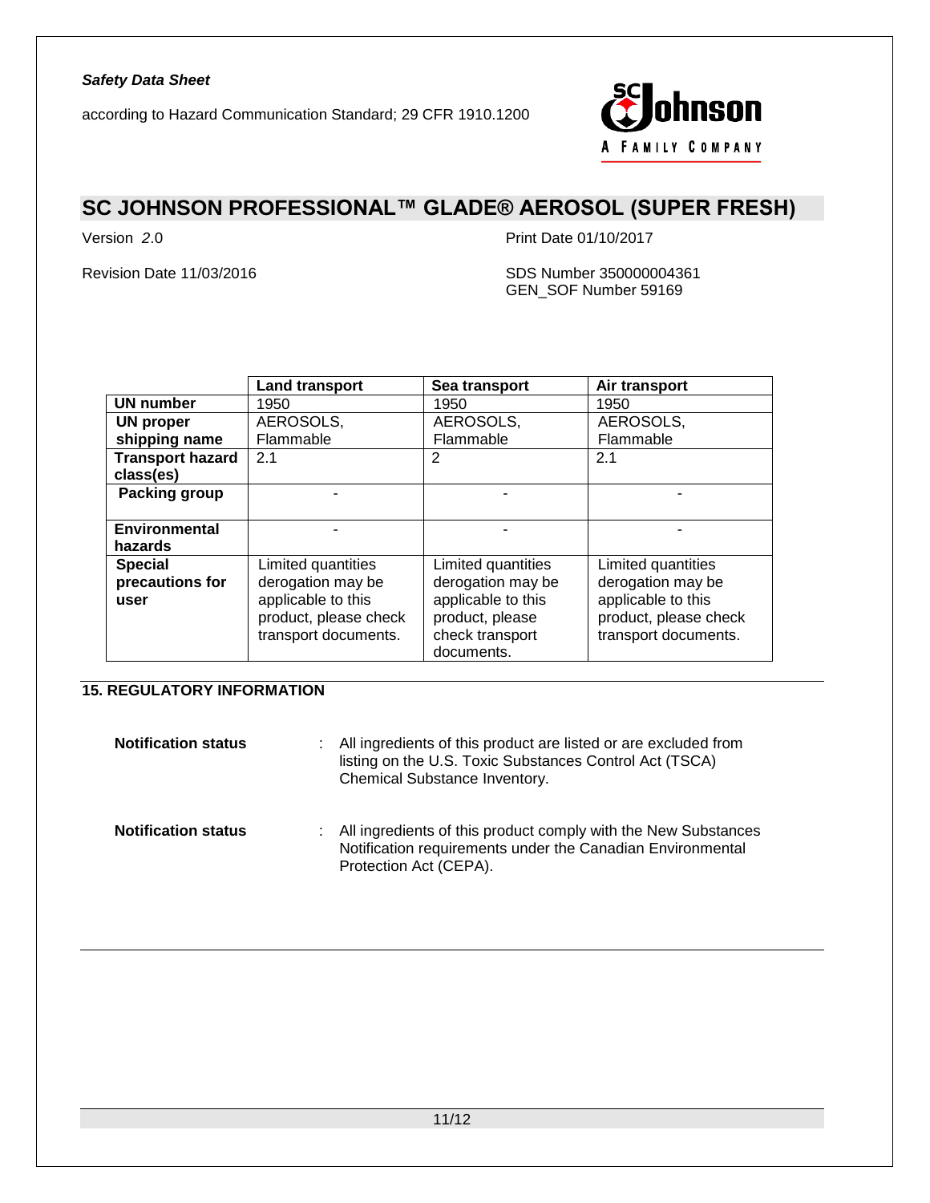|  | Land transport | Sea transport | Air transport |
| --- | --- | --- | --- |
| **UN number** | 1950 | 1950 | 1950 |
| **UN proper shipping name** | AEROSOLS, Flammable | AEROSOLS, Flammable | AEROSOLS, Flammable |
| **Transport hazard class(es)** | 2.1 | 2 | 2.1 |
| **Packing group** | - | - | - |
| **Environmental hazards** | - | - | - |
| **Special precautions for user** | Limited quantities derogation may be applicable to this product, please check transport documents. | Limited quantities derogation may be applicable to this product, please check transport documents. | Limited quantities derogation may be applicable to this product, please check transport documents. |

## 15. REGULATORY INFORMATION

**Notification status** : All ingredients of this product are listed or are excluded from listing on the U.S. Toxic Substances Control Act (TSCA) Chemical Substance Inventory.

**Notification status** : All ingredients of this product comply with the New Substances Notification requirements under the Canadian Environmental Protection Act (CEPA).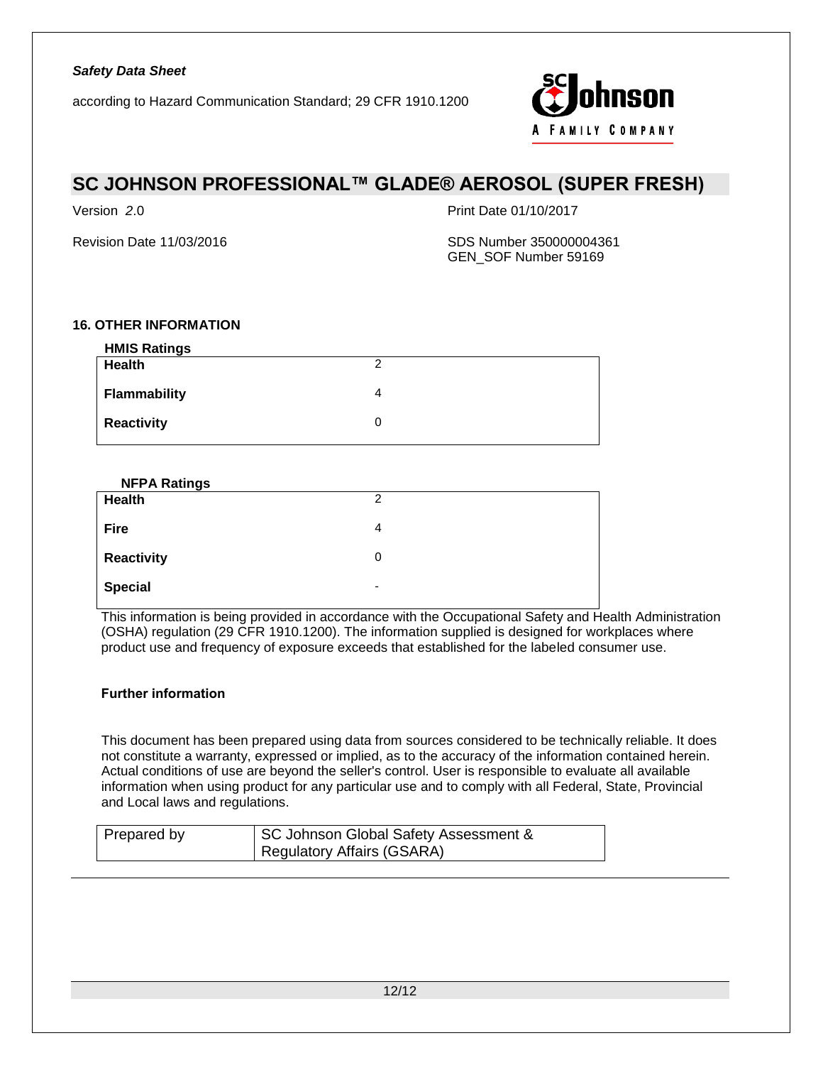## 16. OTHER INFORMATION

**HMIS Ratings**

| | |
|---|---|
| **Health** | 2 |
| **Flammability** | 4 |
| **Reactivity** | 0 |

**NFPA Ratings**

| | |
|---|---|
| **Health** | 2 |
| **Fire** | 4 |
| **Reactivity** | 0 |
| **Special** | - |

This information is being provided in accordance with the Occupational Safety and Health Administration (OSHA) regulation (29 CFR 1910.1200). The information supplied is designed for workplaces where product use and frequency of exposure exceeds that established for the labeled consumer use.

**Further information**

This document has been prepared using data from sources considered to be technically reliable. It does not constitute a warranty, expressed or implied, as to the accuracy of the information contained herein. Actual conditions of use are beyond the seller's control. User is responsible to evaluate all available information when using product for any particular use and to comply with all Federal, State, Provincial and Local laws and regulations.

| | |
|---|---|
| Prepared by | SC Johnson Global Safety Assessment & Regulatory Affairs (GSARA) |